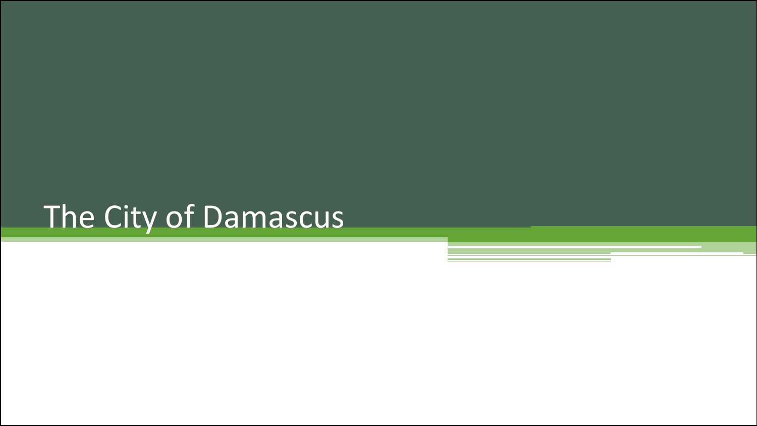# The City of Damascus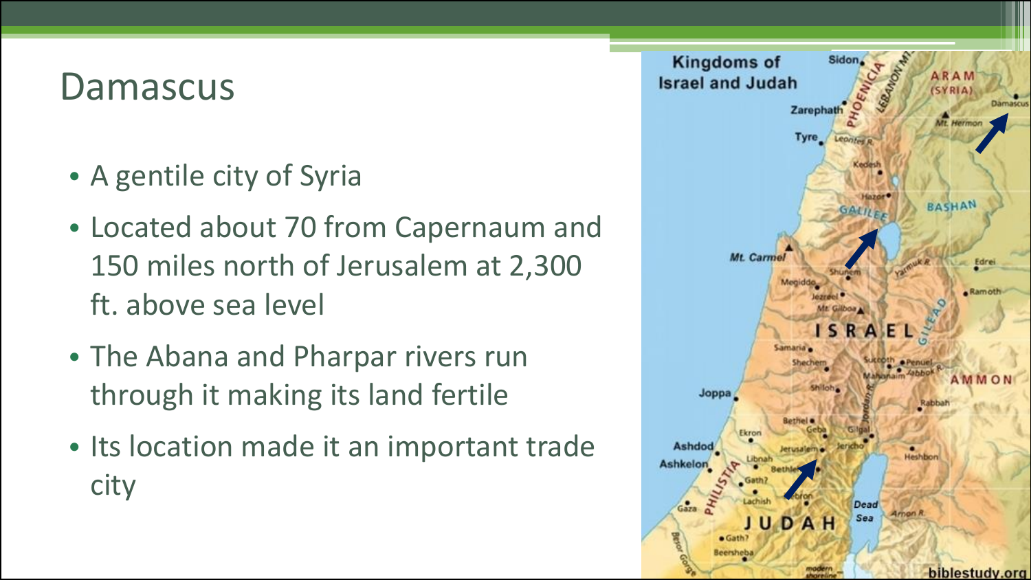# Damascus

- A gentile city of Syria
- Located about 70 from Capernaum and 150 miles north of Jerusalem at 2,300 ft. above sea level
- The Abana and Pharpar rivers run through it making its land fertile
- Its location made it an important trade city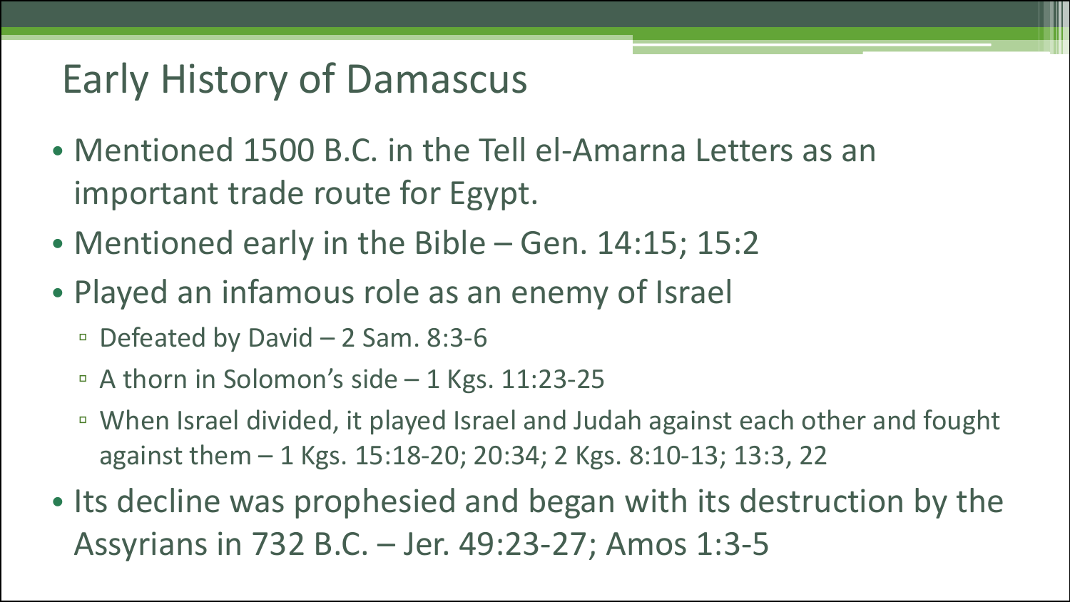# Early History of Damascus

- Mentioned 1500 B.C. in the Tell el-Amarna Letters as an important trade route for Egypt.
- Mentioned early in the Bible – Gen. 14:15; 15:2
- Played an infamous role as an enemy of Israel
  - Defeated by David – 2 Sam. 8:3-6
  - A thorn in Solomon's side – 1 Kgs. 11:23-25
  - When Israel divided, it played Israel and Judah against each other and fought against them – 1 Kgs. 15:18-20; 20:34; 2 Kgs. 8:10-13; 13:3, 22
- Its decline was prophesied and began with its destruction by the Assyrians in 732 B.C. – Jer. 49:23-27; Amos 1:3-5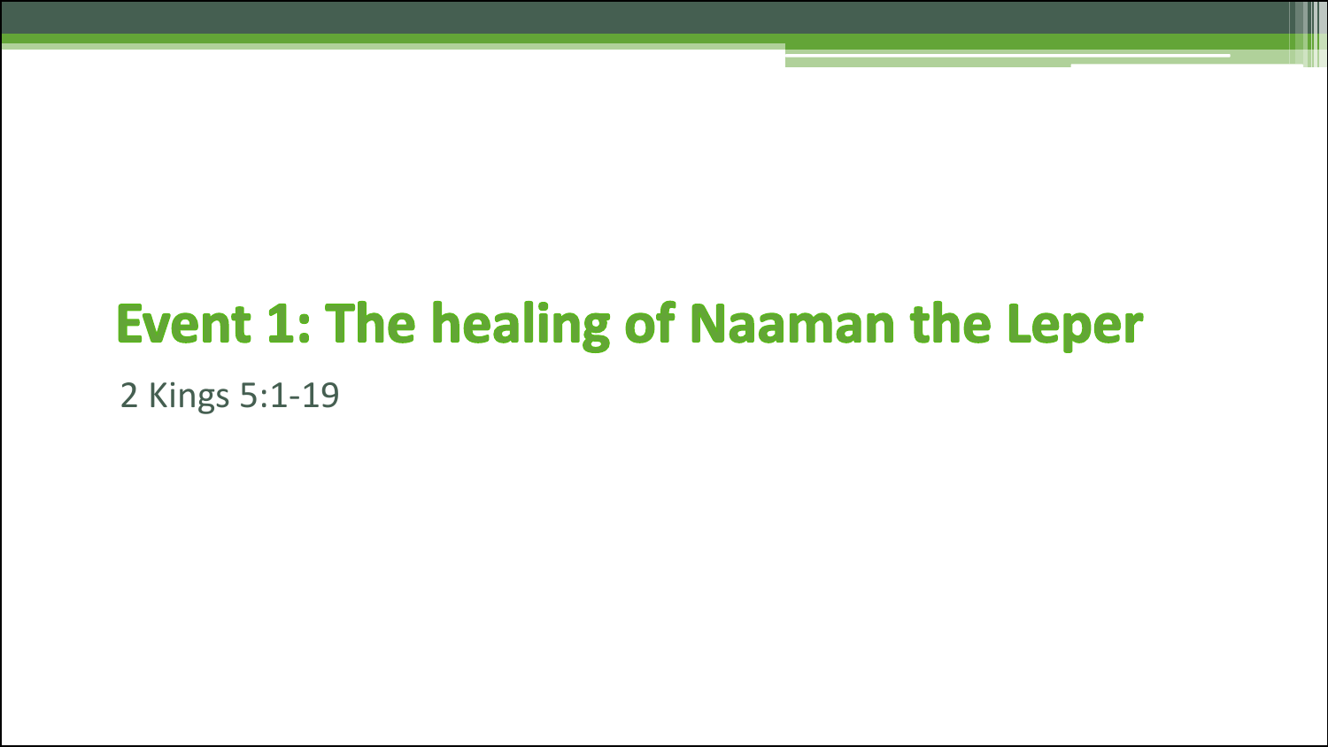# Event 1: The healing of Naaman the Leper

2 Kings 5:1-19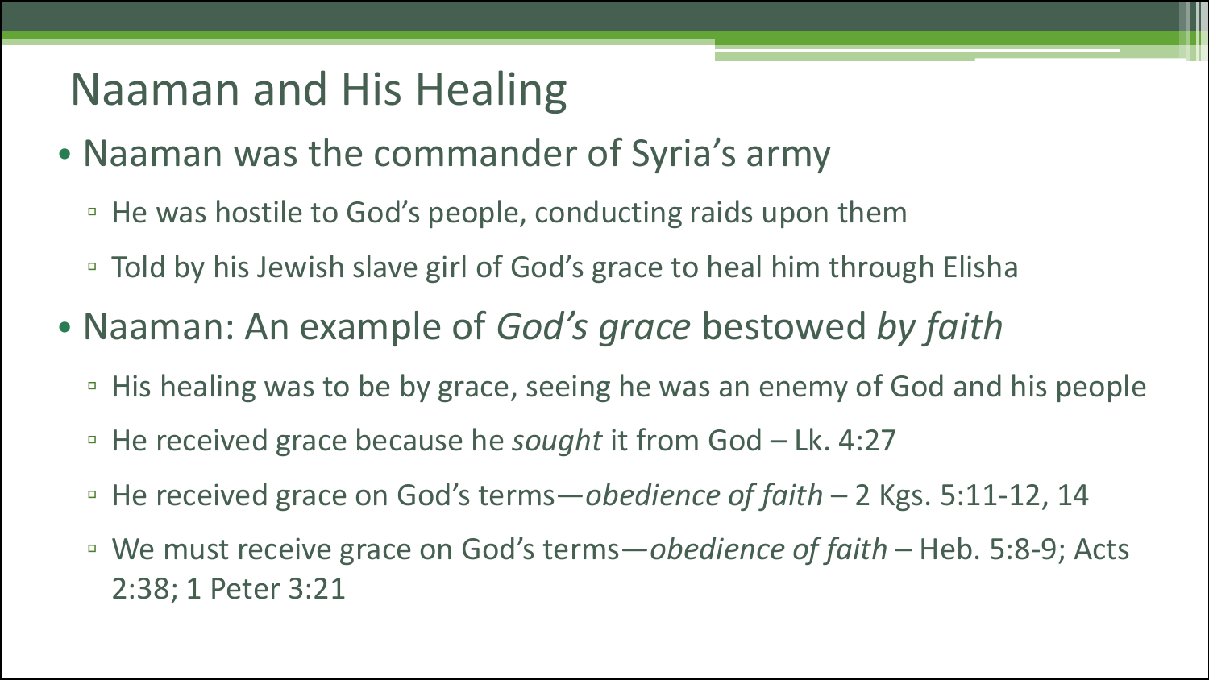# Naaman and His Healing

- Naaman was the commander of Syria's army
  - He was hostile to God's people, conducting raids upon them
  - Told by his Jewish slave girl of God's grace to heal him through Elisha
- Naaman: An example of *God's grace* bestowed *by faith*
  - His healing was to be by grace, seeing he was an enemy of God and his people
  - He received grace because he *sought* it from God – Lk. 4:27
  - He received grace on God's terms—*obedience of faith* – 2 Kgs. 5:11-12, 14
  - We must receive grace on God's terms—*obedience of faith* – Heb. 5:8-9; Acts 2:38; 1 Peter 3:21